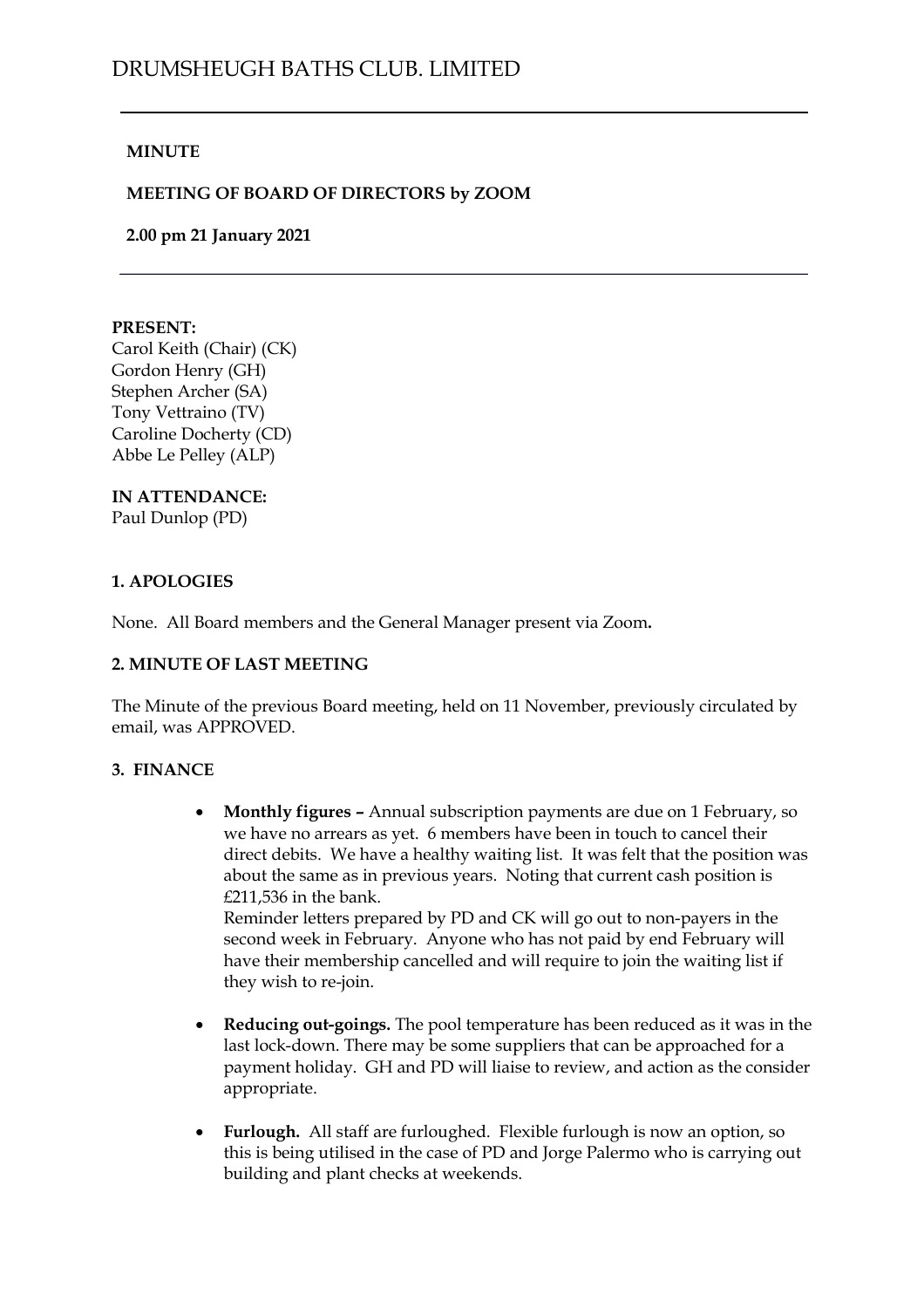# DRUMSHEUGH BATHS CLUB. LIMITED

**MINUTE**

**MEETING OF BOARD OF DIRECTORS by ZOOM**

**2.00 pm 21 January 2021**

**PRESENT:**
Carol Keith (Chair) (CK)
Gordon Henry (GH)
Stephen Archer (SA)
Tony Vettraino (TV)
Caroline Docherty (CD)
Abbe Le Pelley (ALP)

**IN ATTENDANCE:**
Paul Dunlop (PD)

## 1. APOLOGIES

None. All Board members and the General Manager present via Zoom**.**

## 2. MINUTE OF LAST MEETING

The Minute of the previous Board meeting, held on 11 November, previously circulated by email, was APPROVED.

## 3. FINANCE

- **Monthly figures –** Annual subscription payments are due on 1 February, so we have no arrears as yet. 6 members have been in touch to cancel their direct debits. We have a healthy waiting list. It was felt that the position was about the same as in previous years. Noting that current cash position is £211,536 in the bank.
  Reminder letters prepared by PD and CK will go out to non-payers in the second week in February. Anyone who has not paid by end February will have their membership cancelled and will require to join the waiting list if they wish to re-join.
- **Reducing out-goings.** The pool temperature has been reduced as it was in the last lock-down. There may be some suppliers that can be approached for a payment holiday. GH and PD will liaise to review, and action as the consider appropriate.
- **Furlough.** All staff are furloughed. Flexible furlough is now an option, so this is being utilised in the case of PD and Jorge Palermo who is carrying out building and plant checks at weekends.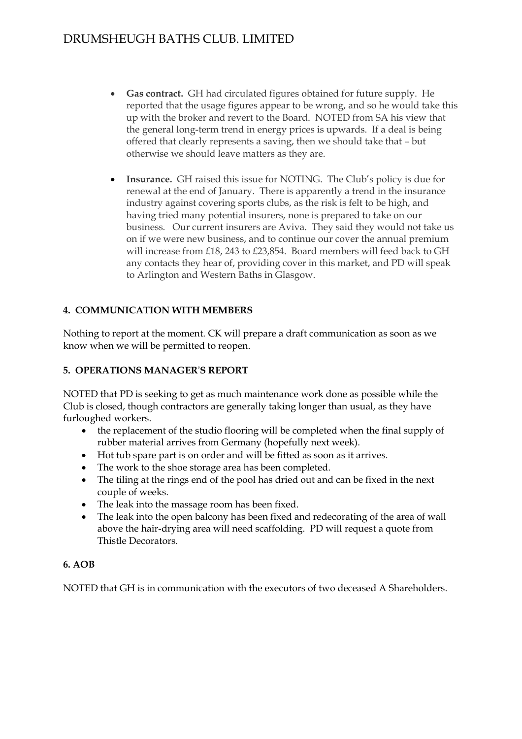- **Gas contract.** GH had circulated figures obtained for future supply. He reported that the usage figures appear to be wrong, and so he would take this up with the broker and revert to the Board. NOTED from SA his view that the general long-term trend in energy prices is upwards. If a deal is being offered that clearly represents a saving, then we should take that – but otherwise we should leave matters as they are.

- **Insurance.** GH raised this issue for NOTING. The Club's policy is due for renewal at the end of January. There is apparently a trend in the insurance industry against covering sports clubs, as the risk is felt to be high, and having tried many potential insurers, none is prepared to take on our business. Our current insurers are Aviva. They said they would not take us on if we were new business, and to continue our cover the annual premium will increase from £18, 243 to £23,854. Board members will feed back to GH any contacts they hear of, providing cover in this market, and PD will speak to Arlington and Western Baths in Glasgow.

**4. COMMUNICATION WITH MEMBERS**

Nothing to report at the moment. CK will prepare a draft communication as soon as we know when we will be permitted to reopen.

**5. OPERATIONS MANAGER'S REPORT**

NOTED that PD is seeking to get as much maintenance work done as possible while the Club is closed, though contractors are generally taking longer than usual, as they have furloughed workers.

- the replacement of the studio flooring will be completed when the final supply of rubber material arrives from Germany (hopefully next week).
- Hot tub spare part is on order and will be fitted as soon as it arrives.
- The work to the shoe storage area has been completed.
- The tiling at the rings end of the pool has dried out and can be fixed in the next couple of weeks.
- The leak into the massage room has been fixed.
- The leak into the open balcony has been fixed and redecorating of the area of wall above the hair-drying area will need scaffolding. PD will request a quote from Thistle Decorators.

**6. AOB**

NOTED that GH is in communication with the executors of two deceased A Shareholders.